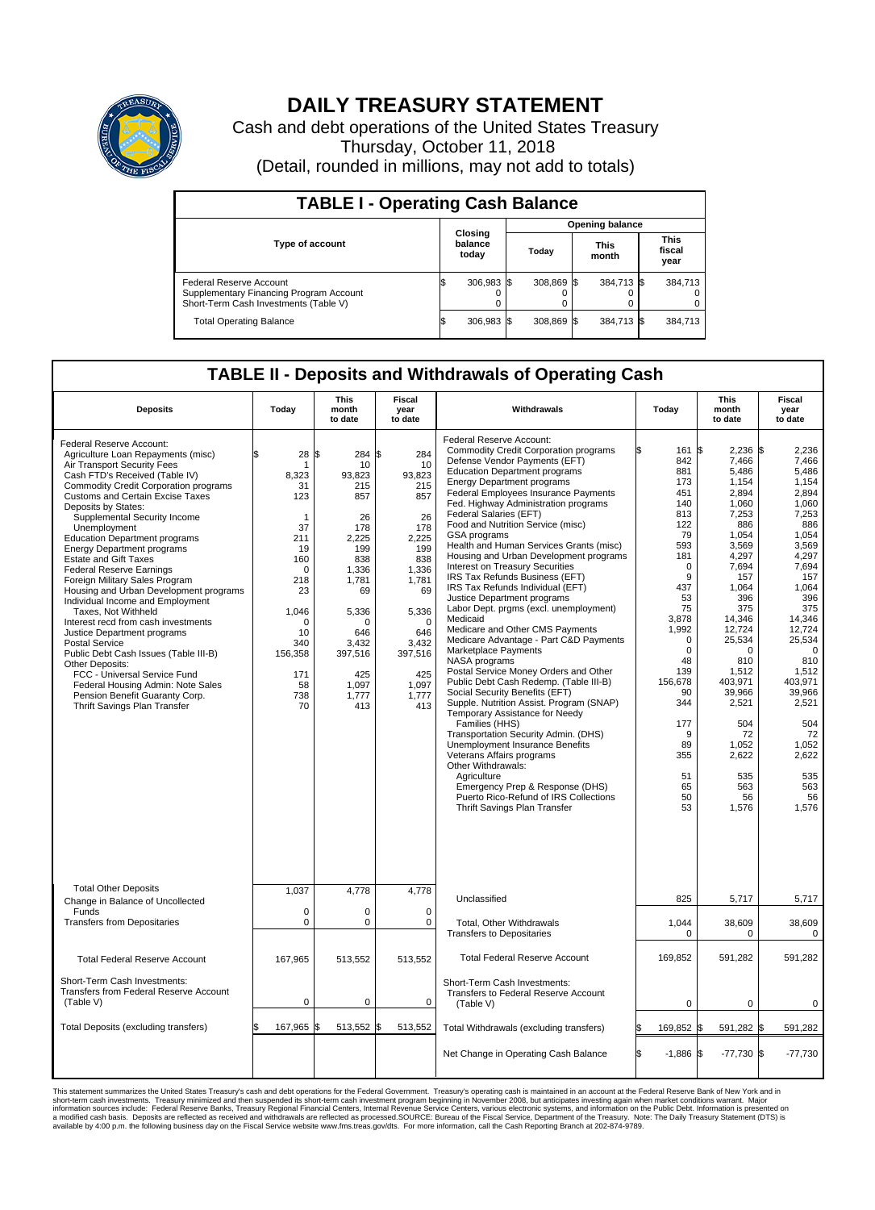# DAILY TREASURY STATEMENT

Cash and debt operations of the United States Treasury

Thursday, October 11, 2018

(Detail, rounded in millions, may not add to totals)

## TABLE I - Operating Cash Balance

| Type of account | Closing balance today | Opening balance Today | Opening balance This month | Opening balance This fiscal year |
|---|---|---|---|---|
| Federal Reserve Account | $ 306,983 | $ 308,869 | $ 384,713 | $ 384,713 |
| Supplementary Financing Program Account | 0 | 0 | 0 | 0 |
| Short-Term Cash Investments (Table V) | 0 | 0 | 0 | 0 |
| Total Operating Balance | $ 306,983 | $ 308,869 | $ 384,713 | $ 384,713 |

## TABLE II - Deposits and Withdrawals of Operating Cash

| Deposits | Today | This month to date | Fiscal year to date | Withdrawals | Today | This month to date | Fiscal year to date |
|---|---|---|---|---|---|---|---|
| Federal Reserve Account: | | | | Federal Reserve Account: | | | |
| Agriculture Loan Repayments (misc) | $ 28 | $ 284 | $ 284 | Commodity Credit Corporation programs | $ 161 | $ 2,236 | $ 2,236 |
| Air Transport Security Fees | 1 | 10 | 10 | Defense Vendor Payments (EFT) | 842 | 7,466 | 7,466 |
| Cash FTD's Received (Table IV) | 8,323 | 93,823 | 93,823 | Education Department programs | 881 | 5,486 | 5,486 |
| Commodity Credit Corporation programs | 31 | 215 | 215 | Energy Department programs | 173 | 1,154 | 1,154 |
| Customs and Certain Excise Taxes | 123 | 857 | 857 | Federal Employees Insurance Payments | 451 | 2,894 | 2,894 |
| Deposits by States: | | | | Fed. Highway Administration programs | 140 | 1,060 | 1,060 |
| Supplemental Security Income | 1 | 26 | 26 | Federal Salaries (EFT) | 813 | 7,253 | 7,253 |
| Unemployment | 37 | 178 | 178 | Food and Nutrition Service (misc) | 122 | 886 | 886 |
| Education Department programs | 211 | 2,225 | 2,225 | GSA programs | 79 | 1,054 | 1,054 |
| Energy Department programs | 19 | 199 | 199 | Health and Human Services Grants (misc) | 593 | 3,569 | 3,569 |
| Estate and Gift Taxes | 160 | 838 | 838 | Housing and Urban Development programs | 181 | 4,297 | 4,297 |
| Federal Reserve Earnings | 0 | 1,336 | 1,336 | Interest on Treasury Securities | 0 | 7,694 | 7,694 |
| Foreign Military Sales Program | 218 | 1,781 | 1,781 | IRS Tax Refunds Business (EFT) | 9 | 157 | 157 |
| Housing and Urban Development programs | 23 | 69 | 69 | IRS Tax Refunds Individual (EFT) | 437 | 1,064 | 1,064 |
| Individual Income and Employment | | | | Justice Department programs | 53 | 396 | 396 |
| Taxes, Not Withheld | 1,046 | 5,336 | 5,336 | Labor Dept. prgms (excl. unemployment) | 75 | 375 | 375 |
| Interest recd from cash investments | 0 | 0 | 0 | Medicaid | 3,878 | 14,346 | 14,346 |
| Justice Department programs | 10 | 646 | 646 | Medicare and Other CMS Payments | 1,992 | 12,724 | 12,724 |
| Postal Service | 340 | 3,432 | 3,432 | Medicare Advantage - Part C&D Payments | 0 | 25,534 | 25,534 |
| Public Debt Cash Issues (Table III-B) | 156,358 | 397,516 | 397,516 | Marketplace Payments | 0 | 0 | 0 |
| Other Deposits: | | | | NASA programs | 48 | 810 | 810 |
| FCC - Universal Service Fund | 171 | 425 | 425 | Postal Service Money Orders and Other | 139 | 1,512 | 1,512 |
| Federal Housing Admin: Note Sales | 58 | 1,097 | 1,097 | Public Debt Cash Redemp. (Table III-B) | 156,678 | 403,971 | 403,971 |
| Pension Benefit Guaranty Corp. | 738 | 1,777 | 1,777 | Social Security Benefits (EFT) | 90 | 39,966 | 39,966 |
| Thrift Savings Plan Transfer | 70 | 413 | 413 | Supple. Nutrition Assist. Program (SNAP) | 344 | 2,521 | 2,521 |
| | | | | Temporary Assistance for Needy Families (HHS) | 177 | 504 | 504 |
| | | | | Transportation Security Admin. (DHS) | 9 | 72 | 72 |
| | | | | Unemployment Insurance Benefits | 89 | 1,052 | 1,052 |
| | | | | Veterans Affairs programs | 355 | 2,622 | 2,622 |
| | | | | Other Withdrawals: | | | |
| | | | | Agriculture | 51 | 535 | 535 |
| | | | | Emergency Prep & Response (DHS) | 65 | 563 | 563 |
| | | | | Puerto Rico-Refund of IRS Collections | 50 | 56 | 56 |
| | | | | Thrift Savings Plan Transfer | 53 | 1,576 | 1,576 |
| Total Other Deposits | 1,037 | 4,778 | 4,778 | Unclassified | 825 | 5,717 | 5,717 |
| Change in Balance of Uncollected Funds | 0 | 0 | 0 | | | | |
| Transfers from Depositaries | 0 | 0 | 0 | Total, Other Withdrawals | 1,044 | 38,609 | 38,609 |
| | | | | Transfers to Depositaries | 0 | 0 | 0 |
| Total Federal Reserve Account | 167,965 | 513,552 | 513,552 | Total Federal Reserve Account | 169,852 | 591,282 | 591,282 |
| Short-Term Cash Investments: Transfers from Federal Reserve Account (Table V) | 0 | 0 | 0 | Short-Term Cash Investments: Transfers to Federal Reserve Account (Table V) | 0 | 0 | 0 |
| Total Deposits (excluding transfers) | $ 167,965 | $ 513,552 | $ 513,552 | Total Withdrawals (excluding transfers) | $ 169,852 | $ 591,282 | $ 591,282 |
| | | | | Net Change in Operating Cash Balance | $ -1,886 | $ -77,730 | $ -77,730 |

This statement summarizes the United States Treasury's cash and debt operations for the Federal Government. Treasury's operating cash is maintained in an account at the Federal Reserve Bank of New York and in short-term cash investments. Treasury minimized and then suspended its short-term cash investment program beginning in November 2008, but anticipates investing again when market conditions warrant. Major information sources include: Federal Reserve Banks, Treasury Regional Financial Centers, Internal Revenue Service Centers, various electronic systems, and information on the Public Debt. Information is presented on a modified cash basis. Deposits are reflected as received and withdrawals are reflected as processed.SOURCE: Bureau of the Fiscal Service, Department of the Treasury. Note: The Daily Treasury Statement (DTS) is available by 4:00 p.m. the following business day on the Fiscal Service website www.fms.treas.gov/dts. For more information, call the Cash Reporting Branch at 202-874-9789.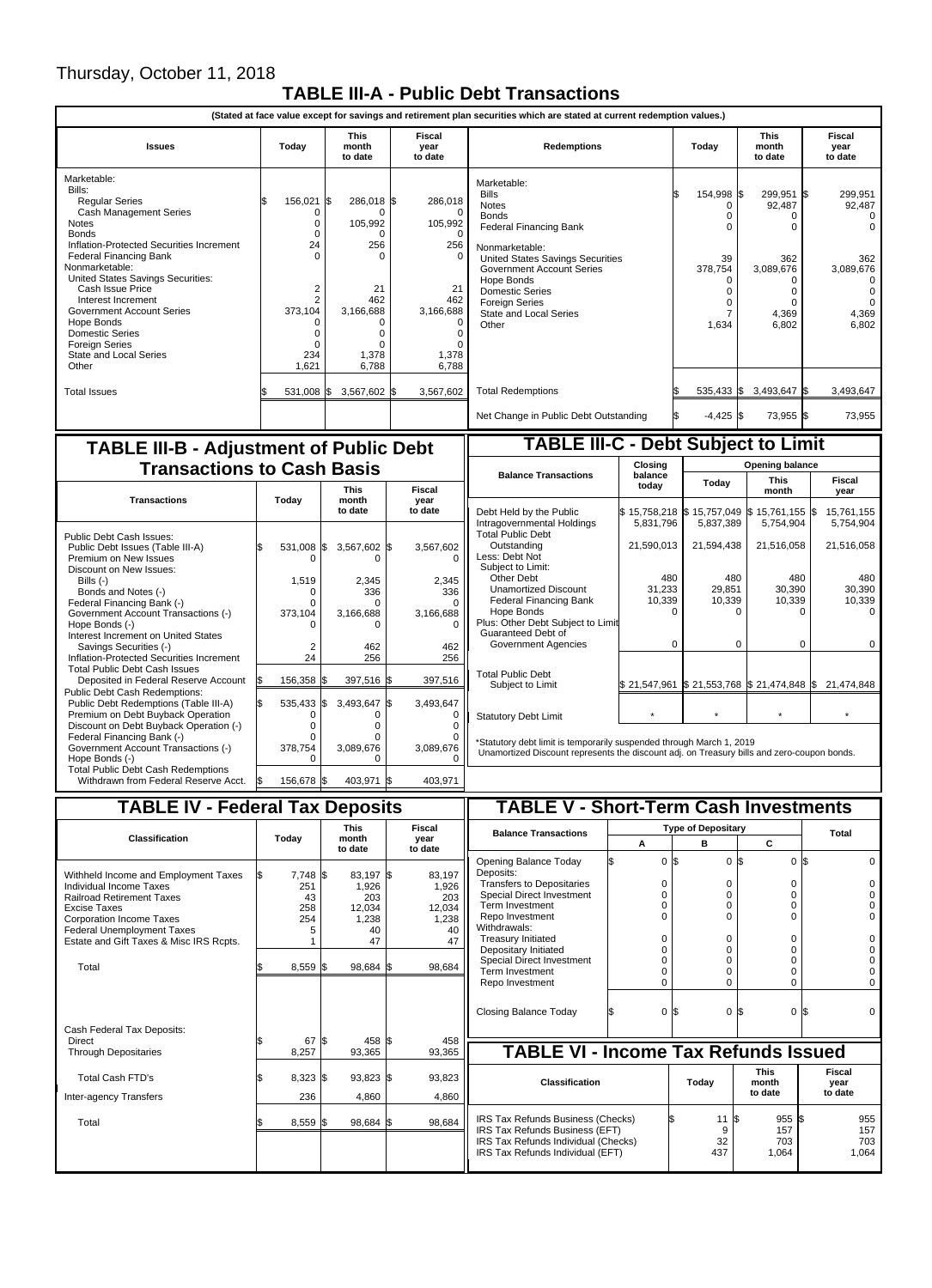Thursday, October 11, 2018

# TABLE III-A - Public Debt Transactions

(Stated at face value except for savings and retirement plan securities which are stated at current redemption values.)

| Issues | Today | This month to date | Fiscal year to date |
|---|---|---|---|
| Marketable: | | | |
| Bills: | | | |
| Regular Series | $ 156,021 | $ 286,018 | $ 286,018 |
| Cash Management Series | 0 | 0 | 0 |
| Notes | 0 | 105,992 | 105,992 |
| Bonds | 0 | 0 | 0 |
| Inflation-Protected Securities Increment | 24 | 256 | 256 |
| Federal Financing Bank | 0 | 0 | 0 |
| Nonmarketable: | | | |
| United States Savings Securities: | | | |
| Cash Issue Price | 2 | 21 | 21 |
| Interest Increment | 2 | 462 | 462 |
| Government Account Series | 373,104 | 3,166,688 | 3,166,688 |
| Hope Bonds | 0 | 0 | 0 |
| Domestic Series | 0 | 0 | 0 |
| Foreign Series | 0 | 0 | 0 |
| State and Local Series | 234 | 1,378 | 1,378 |
| Other | 1,621 | 6,788 | 6,788 |
| Total Issues | $ 531,008 | $ 3,567,602 | $ 3,567,602 |

| Redemptions | Today | This month to date | Fiscal year to date |
|---|---|---|---|
| Marketable: | | | |
| Bills | $ 154,998 | $ 299,951 | $ 299,951 |
| Notes | 0 | 92,487 | 92,487 |
| Bonds | 0 | 0 | 0 |
| Federal Financing Bank | 0 | 0 | 0 |
| Nonmarketable: | | | |
| United States Savings Securities | 39 | 362 | 362 |
| Government Account Series | 378,754 | 3,089,676 | 3,089,676 |
| Hope Bonds | 0 | 0 | 0 |
| Domestic Series | 0 | 0 | 0 |
| Foreign Series | 0 | 0 | 0 |
| State and Local Series | 7 | 4,369 | 4,369 |
| Other | 1,634 | 6,802 | 6,802 |
| Total Redemptions | $ 535,433 | $ 3,493,647 | $ 3,493,647 |
| Net Change in Public Debt Outstanding | $ -4,425 | $ 73,955 | $ 73,955 |

# TABLE III-B - Adjustment of Public Debt Transactions to Cash Basis

| Transactions | Today | This month to date | Fiscal year to date |
|---|---|---|---|
| Public Debt Cash Issues: | | | |
| Public Debt Issues (Table III-A) | $ 531,008 | $ 3,567,602 | $ 3,567,602 |
| Premium on New Issues | 0 | 0 | 0 |
| Discount on New Issues: | | | |
| Bills (-) | 1,519 | 2,345 | 2,345 |
| Bonds and Notes (-) | 0 | 336 | 336 |
| Federal Financing Bank (-) | 0 | 0 | 0 |
| Government Account Transactions (-) | 373,104 | 3,166,688 | 3,166,688 |
| Hope Bonds (-) | 0 | 0 | 0 |
| Interest Increment on United States Savings Securities (-) | 2 | 462 | 462 |
| Inflation-Protected Securities Increment | 24 | 256 | 256 |
| Total Public Debt Cash Issues Deposited in Federal Reserve Account | $ 156,358 | $ 397,516 | $ 397,516 |
| Public Debt Cash Redemptions: | | | |
| Public Debt Redemptions (Table III-A) | $ 535,433 | $ 3,493,647 | $ 3,493,647 |
| Premium on Debt Buyback Operation | 0 | 0 | 0 |
| Discount on Debt Buyback Operation (-) | 0 | 0 | 0 |
| Federal Financing Bank (-) | 0 | 0 | 0 |
| Government Account Transactions (-) | 378,754 | 3,089,676 | 3,089,676 |
| Hope Bonds (-) | 0 | 0 | 0 |
| Total Public Debt Cash Redemptions Withdrawn from Federal Reserve Acct. | $ 156,678 | $ 403,971 | $ 403,971 |

# TABLE III-C - Debt Subject to Limit

| Balance Transactions | Closing balance today | Opening balance Today | Opening balance This month | Opening balance Fiscal year |
|---|---|---|---|---|
| Debt Held by the Public | $ 15,758,218 | $ 15,757,049 | $ 15,761,155 | $ 15,761,155 |
| Intragovernmental Holdings | 5,831,796 | 5,837,389 | 5,754,904 | 5,754,904 |
| Total Public Debt Outstanding | 21,590,013 | 21,594,438 | 21,516,058 | 21,516,058 |
| Less: Debt Not Subject to Limit: | | | | |
| Other Debt | 480 | 480 | 480 | 480 |
| Unamortized Discount | 31,233 | 29,851 | 30,390 | 30,390 |
| Federal Financing Bank | 10,339 | 10,339 | 10,339 | 10,339 |
| Hope Bonds | 0 | 0 | 0 | 0 |
| Plus: Other Debt Subject to Limit | | | | |
| Guaranteed Debt of Government Agencies | 0 | 0 | 0 | 0 |
| Total Public Debt Subject to Limit | $ 21,547,961 | $ 21,553,768 | $ 21,474,848 | $ 21,474,848 |
| Statutory Debt Limit | * | * | * | * |

*Statutory debt limit is temporarily suspended through March 1, 2019
Unamortized Discount represents the discount adj. on Treasury bills and zero-coupon bonds.

# TABLE IV - Federal Tax Deposits

| Classification | Today | This month to date | Fiscal year to date |
|---|---|---|---|
| Withheld Income and Employment Taxes | $ 7,748 | $ 83,197 | $ 83,197 |
| Individual Income Taxes | 251 | 1,926 | 1,926 |
| Railroad Retirement Taxes | 43 | 203 | 203 |
| Excise Taxes | 258 | 12,034 | 12,034 |
| Corporation Income Taxes | 254 | 1,238 | 1,238 |
| Federal Unemployment Taxes | 5 | 40 | 40 |
| Estate and Gift Taxes & Misc IRS Rcpts. | 1 | 47 | 47 |
| Total | $ 8,559 | $ 98,684 | $ 98,684 |
| Cash Federal Tax Deposits: | | | |
| Direct | $ 67 | $ 458 | $ 458 |
| Through Depositaries | 8,257 | 93,365 | 93,365 |
| Total Cash FTD's | $ 8,323 | $ 93,823 | $ 93,823 |
| Inter-agency Transfers | 236 | 4,860 | 4,860 |
| Total | $ 8,559 | $ 98,684 | $ 98,684 |

# TABLE V - Short-Term Cash Investments

| Balance Transactions | Type of Depositary A | Type of Depositary B | Type of Depositary C | Total |
|---|---|---|---|---|
| Opening Balance Today | $ 0 | $ 0 | $ 0 | $ 0 |
| Deposits: | | | | |
| Transfers to Depositaries | 0 | 0 | 0 | 0 |
| Special Direct Investment | 0 | 0 | 0 | 0 |
| Term Investment | 0 | 0 | 0 | 0 |
| Repo Investment | 0 | 0 | 0 | 0 |
| Withdrawals: | | | | |
| Treasury Initiated | 0 | 0 | 0 | 0 |
| Depositary Initiated | 0 | 0 | 0 | 0 |
| Special Direct Investment | 0 | 0 | 0 | 0 |
| Term Investment | 0 | 0 | 0 | 0 |
| Repo Investment | 0 | 0 | 0 | 0 |
| Closing Balance Today | $ 0 | $ 0 | $ 0 | $ 0 |

# TABLE VI - Income Tax Refunds Issued

| Classification | Today | This month to date | Fiscal year to date |
|---|---|---|---|
| IRS Tax Refunds Business (Checks) | $ 11 | $ 955 | $ 955 |
| IRS Tax Refunds Business (EFT) | 9 | 157 | 157 |
| IRS Tax Refunds Individual (Checks) | 32 | 703 | 703 |
| IRS Tax Refunds Individual (EFT) | 437 | 1,064 | 1,064 |